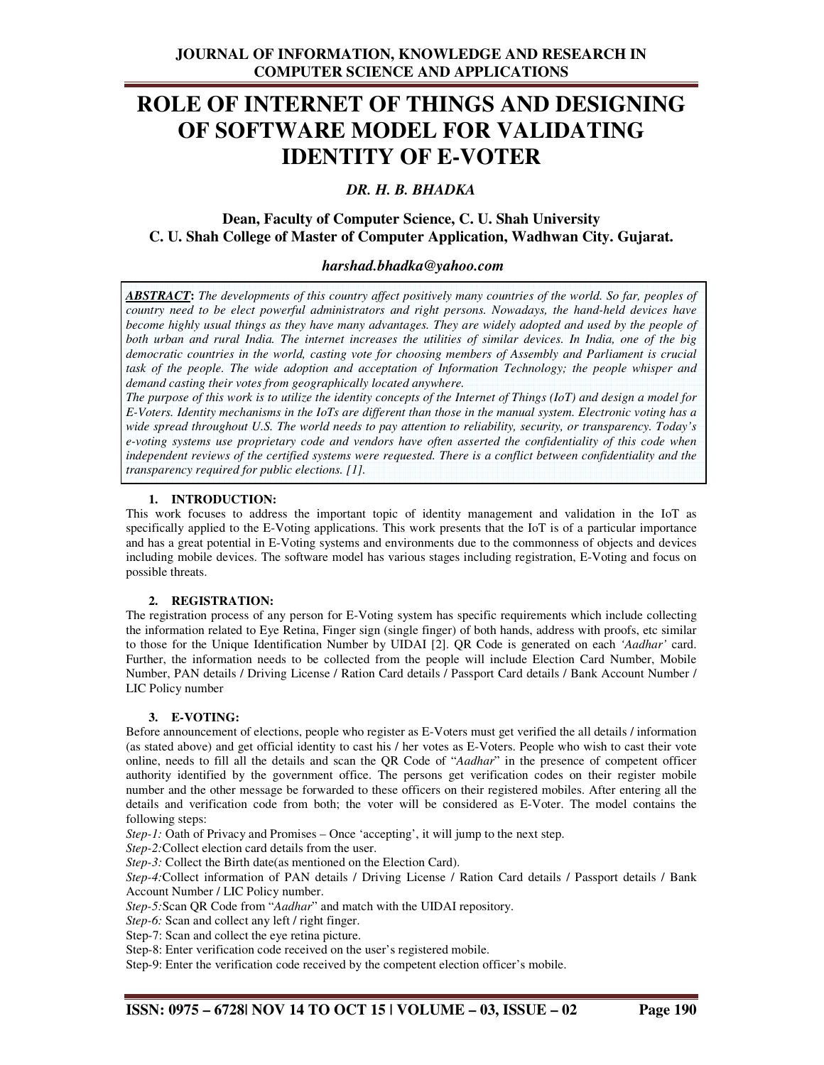# ROLE OF INTERNET OF THINGS AND DESIGNING OF SOFTWARE MODEL FOR VALIDATING IDENTITY OF E-VOTER

***DR. H. B. BHADKA***

**Dean, Faculty of Computer Science, C. U. Shah University**
**C. U. Shah College of Master of Computer Application, Wadhwan City. Gujarat.**

***harshad.bhadka@yahoo.com***

***ABSTRACT*: *The developments of this country affect positively many countries of the world. So far, peoples of country need to be elect powerful administrators and right persons. Nowadays, the hand-held devices have become highly usual things as they have many advantages. They are widely adopted and used by the people of both urban and rural India. The internet increases the utilities of similar devices. In India, one of the big democratic countries in the world, casting vote for choosing members of Assembly and Parliament is crucial task of the people. The wide adoption and acceptation of Information Technology; the people whisper and demand casting their votes from geographically located anywhere.***

*The purpose of this work is to utilize the identity concepts of the Internet of Things (IoT) and design a model for E-Voters. Identity mechanisms in the IoTs are different than those in the manual system. Electronic voting has a wide spread throughout U.S. The world needs to pay attention to reliability, security, or transparency. Today's e-voting systems use proprietary code and vendors have often asserted the confidentiality of this code when independent reviews of the certified systems were requested. There is a conflict between confidentiality and the transparency required for public elections. [1].*

## 1. INTRODUCTION:

This work focuses to address the important topic of identity management and validation in the IoT as specifically applied to the E-Voting applications. This work presents that the IoT is of a particular importance and has a great potential in E-Voting systems and environments due to the commonness of objects and devices including mobile devices. The software model has various stages including registration, E-Voting and focus on possible threats.

## 2. REGISTRATION:

The registration process of any person for E-Voting system has specific requirements which include collecting the information related to Eye Retina, Finger sign (single finger) of both hands, address with proofs, etc similar to those for the Unique Identification Number by UIDAI [2]. QR Code is generated on each *'Aadhar'* card. Further, the information needs to be collected from the people will include Election Card Number, Mobile Number, PAN details / Driving License / Ration Card details / Passport Card details / Bank Account Number / LIC Policy number

## 3. E-VOTING:

Before announcement of elections, people who register as E-Voters must get verified the all details / information (as stated above) and get official identity to cast his / her votes as E-Voters. People who wish to cast their vote online, needs to fill all the details and scan the QR Code of "*Aadhar*" in the presence of competent officer authority identified by the government office. The persons get verification codes on their register mobile number and the other message be forwarded to these officers on their registered mobiles. After entering all the details and verification code from both; the voter will be considered as E-Voter. The model contains the following steps:

*Step-1:* Oath of Privacy and Promises – Once 'accepting', it will jump to the next step.

*Step-2:*Collect election card details from the user.

*Step-3:* Collect the Birth date(as mentioned on the Election Card).

*Step-4:*Collect information of PAN details / Driving License / Ration Card details / Passport details / Bank Account Number / LIC Policy number.

*Step-5:*Scan QR Code from "*Aadhar*" and match with the UIDAI repository.

*Step-6:* Scan and collect any left / right finger.

Step-7: Scan and collect the eye retina picture.

Step-8: Enter verification code received on the user's registered mobile.

Step-9: Enter the verification code received by the competent election officer's mobile.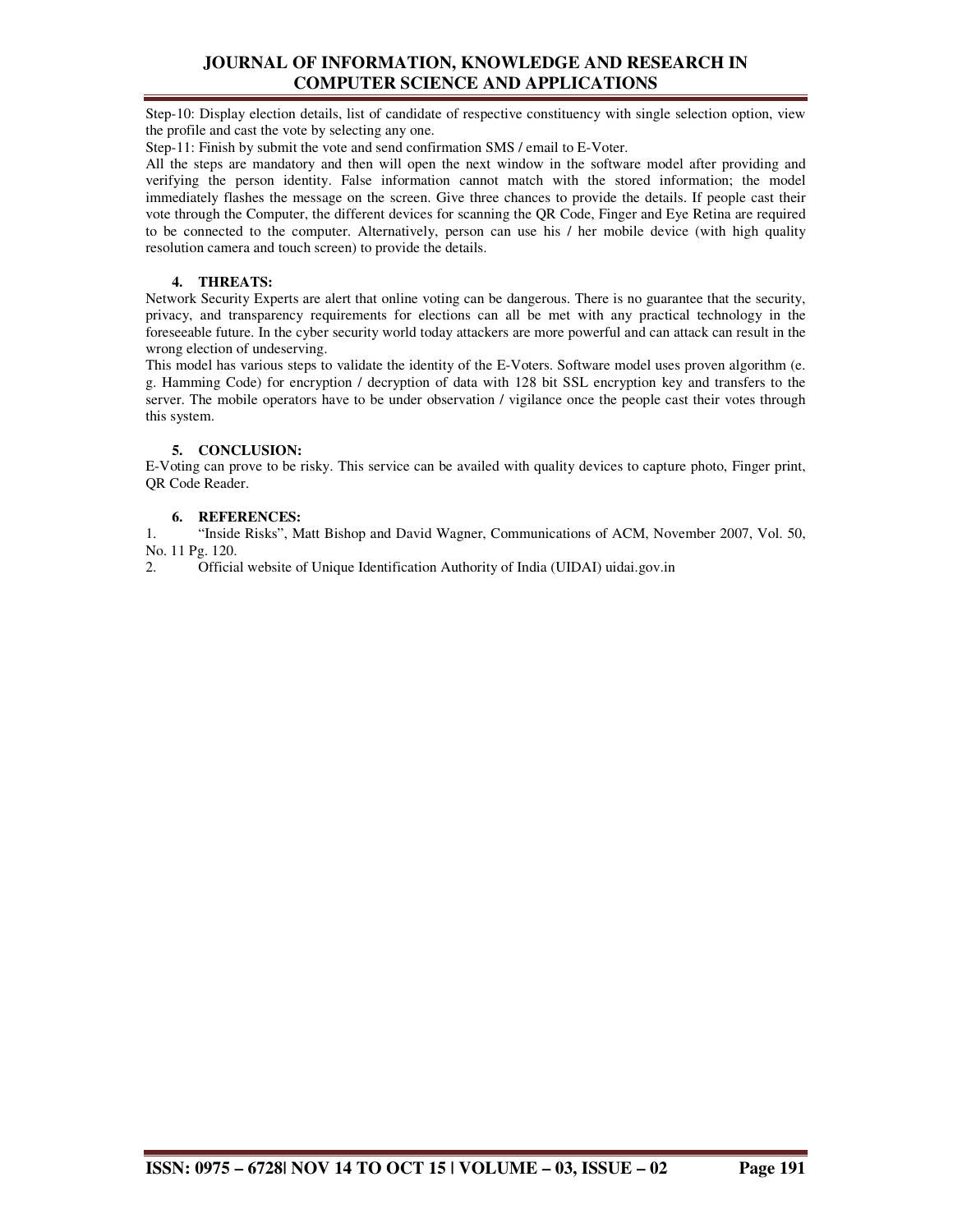Step-10: Display election details, list of candidate of respective constituency with single selection option, view the profile and cast the vote by selecting any one.

Step-11: Finish by submit the vote and send confirmation SMS / email to E-Voter.

All the steps are mandatory and then will open the next window in the software model after providing and verifying the person identity. False information cannot match with the stored information; the model immediately flashes the message on the screen. Give three chances to provide the details. If people cast their vote through the Computer, the different devices for scanning the QR Code, Finger and Eye Retina are required to be connected to the computer. Alternatively, person can use his / her mobile device (with high quality resolution camera and touch screen) to provide the details.

## 4. THREATS:

Network Security Experts are alert that online voting can be dangerous. There is no guarantee that the security, privacy, and transparency requirements for elections can all be met with any practical technology in the foreseeable future. In the cyber security world today attackers are more powerful and can attack can result in the wrong election of undeserving.

This model has various steps to validate the identity of the E-Voters. Software model uses proven algorithm (e. g. Hamming Code) for encryption / decryption of data with 128 bit SSL encryption key and transfers to the server. The mobile operators have to be under observation / vigilance once the people cast their votes through this system.

## 5. CONCLUSION:

E-Voting can prove to be risky. This service can be availed with quality devices to capture photo, Finger print, QR Code Reader.

## 6. REFERENCES:

1. "Inside Risks", Matt Bishop and David Wagner, Communications of ACM, November 2007, Vol. 50, No. 11 Pg. 120.
2. Official website of Unique Identification Authority of India (UIDAI) uidai.gov.in